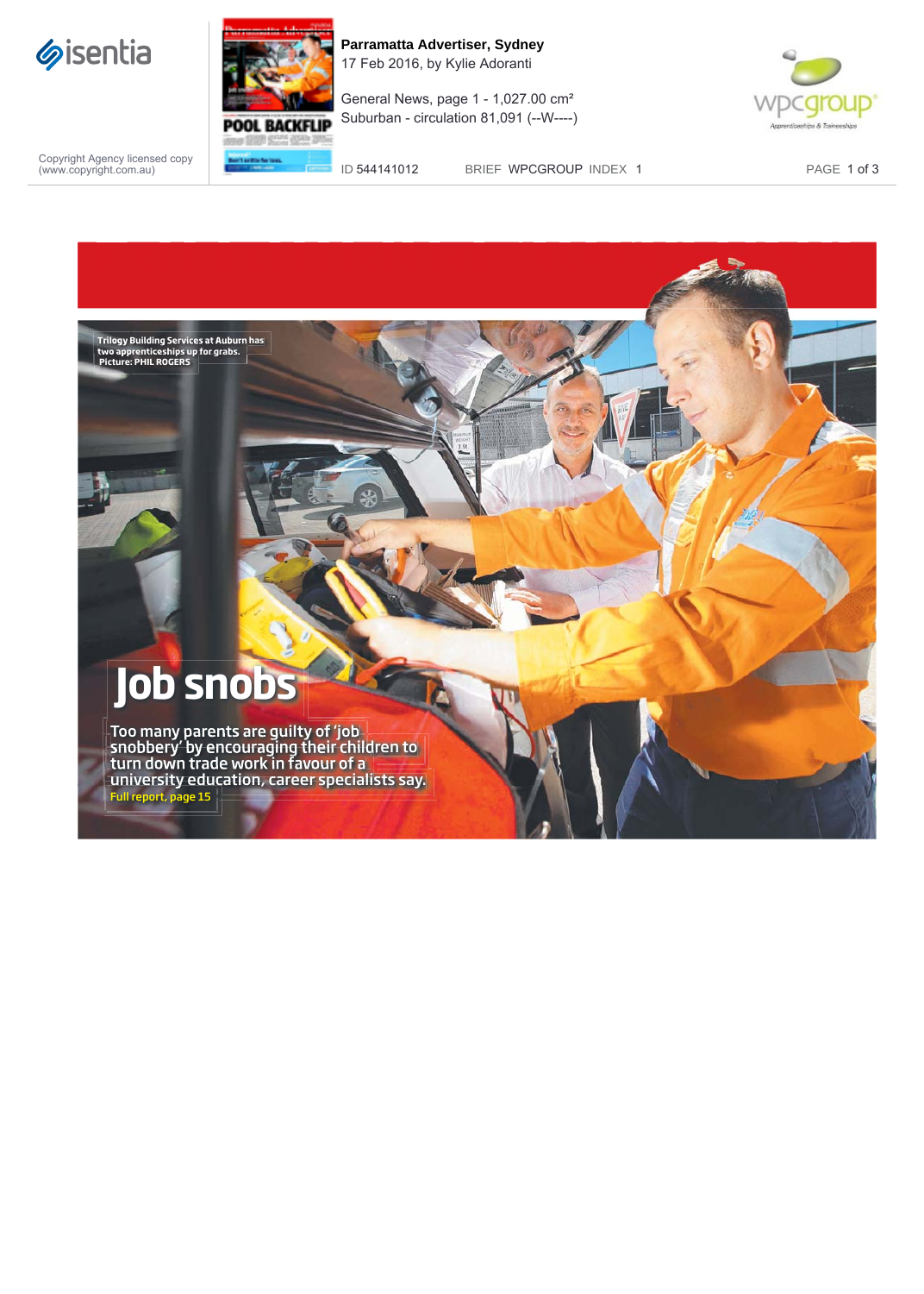Parramatta Advertiser, Sydney
17 Feb 2016, by Kylie Adoranti

General News, page 1 - 1,027.00 cm²
Suburban - circulation 81,091 (--W----)

Copyright Agency licensed copy (www.copyright.com.au)

ID 544141012 BRIEF WPCGROUP INDEX 1

Trilogy Building Services at Auburn has two apprenticeships up for grabs. Picture: PHIL ROGERS

# Job snobs

Too many parents are guilty of 'job snobbery' by encouraging their children to turn down trade work in favour of a university education, career specialists say.

Full report, page 15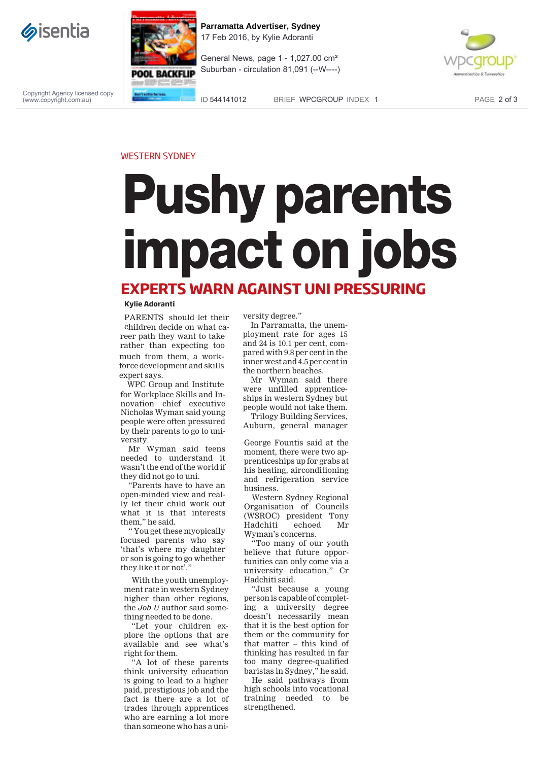WESTERN SYDNEY

# Pushy parents impact on jobs

## EXPERTS WARN AGAINST UNI PRESSURING

**Kylie Adoranti**

PARENTS should let their children decide on what career path they want to take rather than expecting too much from them, a workforce development and skills expert says.

WPC Group and Institute for Workplace Skills and Innovation chief executive Nicholas Wyman said young people were often pressured by their parents to go to university.

Mr Wyman said teens needed to understand it wasn't the end of the world if they did not go to uni.

"Parents have to have an open-minded view and really let their child work out what it is that interests them," he said.

" You get these myopically focused parents who say 'that's where my daughter or son is going to go whether they like it or not'."

With the youth unemployment rate in western Sydney higher than other regions, the *Job U* author said something needed to be done.

"Let your children explore the options that are available and see what's right for them.

"A lot of these parents think university education is going to lead to a higher paid, prestigious job and the fact is there are a lot of trades through apprentices who are earning a lot more than someone who has a university degree."

In Parramatta, the unemployment rate for ages 15 and 24 is 10.1 per cent, compared with 9.8 per cent in the inner west and 4.5 per cent in the northern beaches.

Mr Wyman said there were unfilled apprenticeships in western Sydney but people would not take them.

Trilogy Building Services, Auburn, general manager George Fountis said at the moment, there were two apprenticeships up for grabs at his heating, airconditioning and refrigeration service business.

Western Sydney Regional Organisation of Councils (WSROC) president Tony Hadchiti echoed Mr Wyman's concerns.

"Too many of our youth believe that future opportunities can only come via a university education," Cr Hadchiti said.

"Just because a young person is capable of completing a university degree doesn't necessarily mean that it is the best option for them or the community for that matter – this kind of thinking has resulted in far too many degree-qualified baristas in Sydney," he said.

He said pathways from high schools into vocational training needed to be strengthened.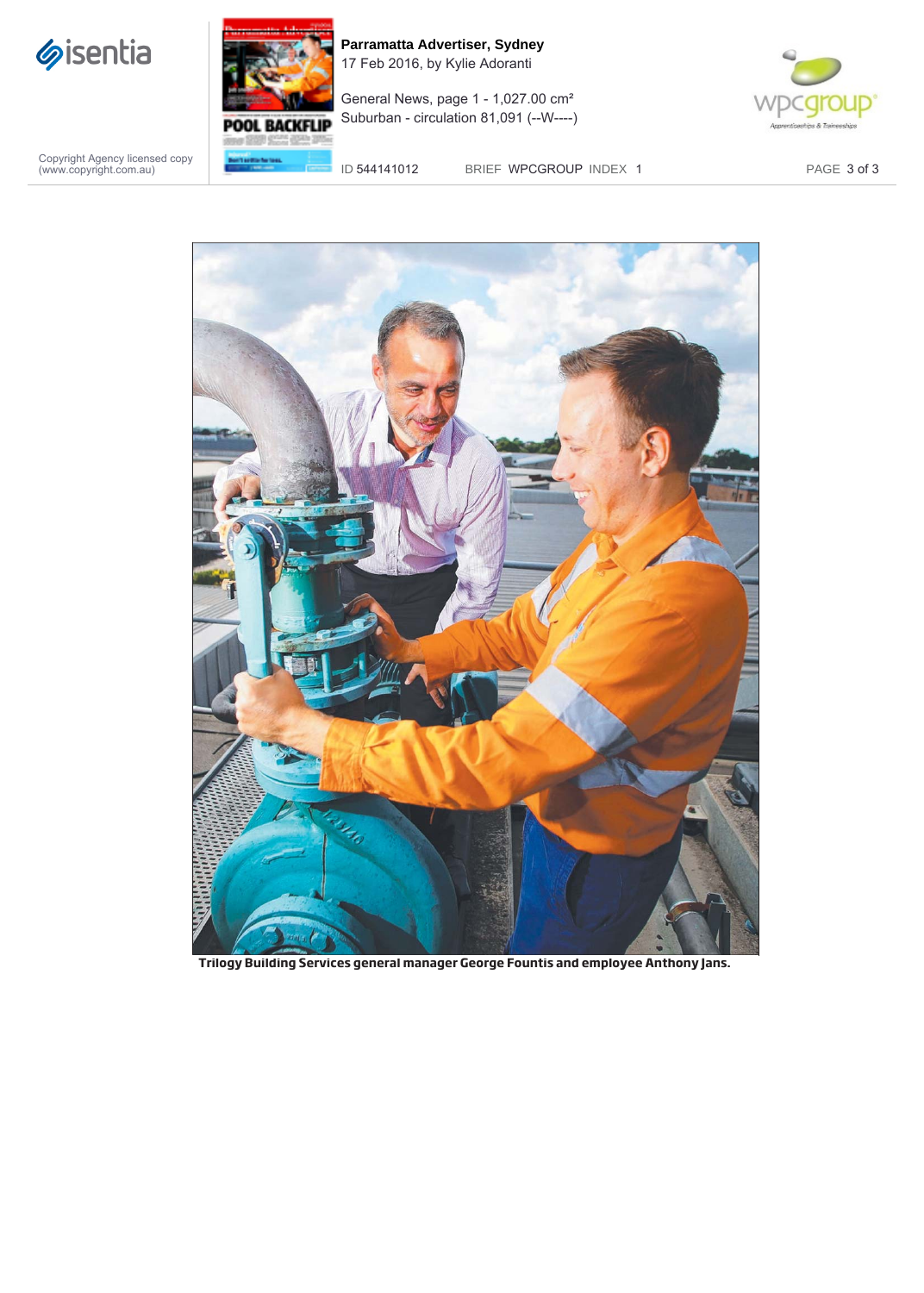Trilogy Building Services general manager George Fountis and employee Anthony Jans.